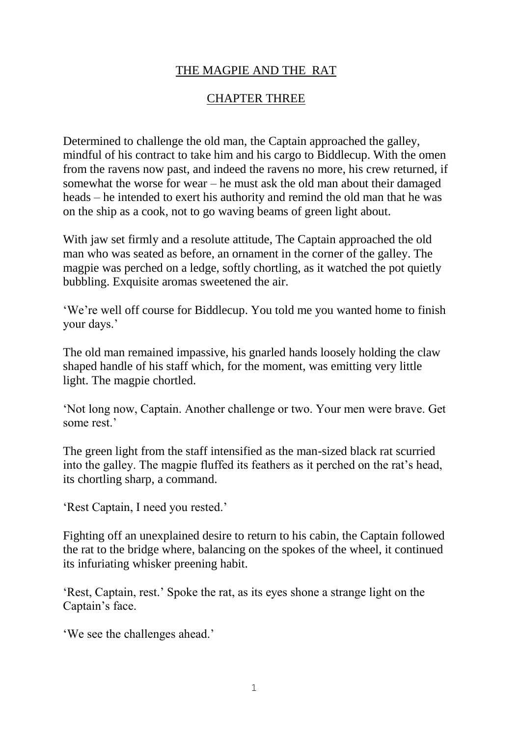# THE MAGPIE AND THE RAT

## CHAPTER THREE

Determined to challenge the old man, the Captain approached the galley, mindful of his contract to take him and his cargo to Biddlecup. With the omen from the ravens now past, and indeed the ravens no more, his crew returned, if somewhat the worse for wear – he must ask the old man about their damaged heads – he intended to exert his authority and remind the old man that he was on the ship as a cook, not to go waving beams of green light about.

With jaw set firmly and a resolute attitude, The Captain approached the old man who was seated as before, an ornament in the corner of the galley. The magpie was perched on a ledge, softly chortling, as it watched the pot quietly bubbling. Exquisite aromas sweetened the air.

'We're well off course for Biddlecup. You told me you wanted home to finish your days.'

The old man remained impassive, his gnarled hands loosely holding the claw shaped handle of his staff which, for the moment, was emitting very little light. The magpie chortled.

'Not long now, Captain. Another challenge or two. Your men were brave. Get some rest.'

The green light from the staff intensified as the man-sized black rat scurried into the galley. The magpie fluffed its feathers as it perched on the rat's head, its chortling sharp, a command.

'Rest Captain, I need you rested.'

Fighting off an unexplained desire to return to his cabin, the Captain followed the rat to the bridge where, balancing on the spokes of the wheel, it continued its infuriating whisker preening habit.

'Rest, Captain, rest.' Spoke the rat, as its eyes shone a strange light on the Captain's face.

'We see the challenges ahead.'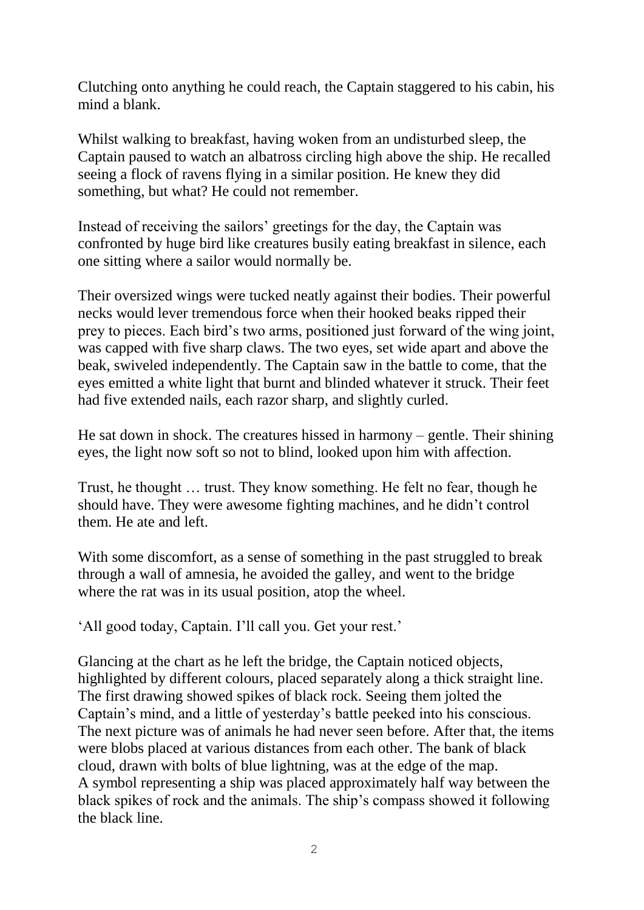Clutching onto anything he could reach, the Captain staggered to his cabin, his mind a blank.

Whilst walking to breakfast, having woken from an undisturbed sleep, the Captain paused to watch an albatross circling high above the ship. He recalled seeing a flock of ravens flying in a similar position. He knew they did something, but what? He could not remember.

Instead of receiving the sailors' greetings for the day, the Captain was confronted by huge bird like creatures busily eating breakfast in silence, each one sitting where a sailor would normally be.

Their oversized wings were tucked neatly against their bodies. Their powerful necks would lever tremendous force when their hooked beaks ripped their prey to pieces. Each bird's two arms, positioned just forward of the wing joint, was capped with five sharp claws. The two eyes, set wide apart and above the beak, swiveled independently. The Captain saw in the battle to come, that the eyes emitted a white light that burnt and blinded whatever it struck. Their feet had five extended nails, each razor sharp, and slightly curled.

He sat down in shock. The creatures hissed in harmony – gentle. Their shining eyes, the light now soft so not to blind, looked upon him with affection.

Trust, he thought … trust. They know something. He felt no fear, though he should have. They were awesome fighting machines, and he didn't control them. He ate and left.

With some discomfort, as a sense of something in the past struggled to break through a wall of amnesia, he avoided the galley, and went to the bridge where the rat was in its usual position, atop the wheel.

'All good today, Captain. I'll call you. Get your rest.'

Glancing at the chart as he left the bridge, the Captain noticed objects, highlighted by different colours, placed separately along a thick straight line. The first drawing showed spikes of black rock. Seeing them jolted the Captain's mind, and a little of yesterday's battle peeked into his conscious. The next picture was of animals he had never seen before. After that, the items were blobs placed at various distances from each other. The bank of black cloud, drawn with bolts of blue lightning, was at the edge of the map. A symbol representing a ship was placed approximately half way between the black spikes of rock and the animals. The ship's compass showed it following the black line.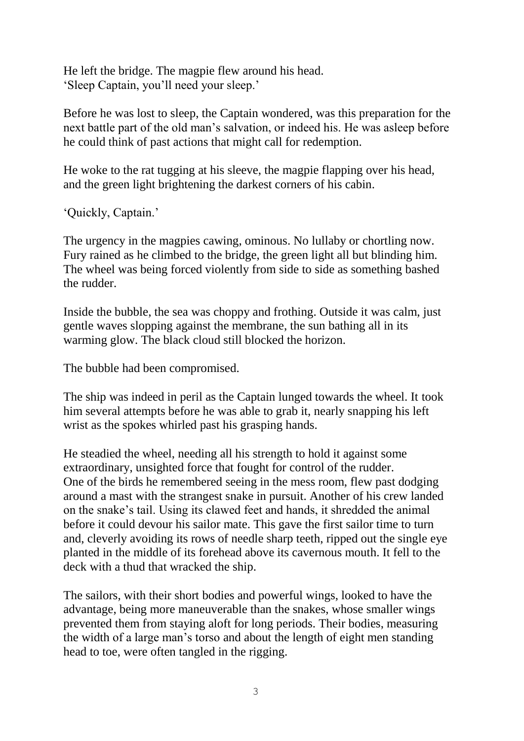He left the bridge. The magpie flew around his head.
'Sleep Captain, you'll need your sleep.'

Before he was lost to sleep, the Captain wondered, was this preparation for the next battle part of the old man's salvation, or indeed his. He was asleep before he could think of past actions that might call for redemption.

He woke to the rat tugging at his sleeve, the magpie flapping over his head, and the green light brightening the darkest corners of his cabin.

'Quickly, Captain.'

The urgency in the magpies cawing, ominous. No lullaby or chortling now. Fury rained as he climbed to the bridge, the green light all but blinding him. The wheel was being forced violently from side to side as something bashed the rudder.

Inside the bubble, the sea was choppy and frothing. Outside it was calm, just gentle waves slopping against the membrane, the sun bathing all in its warming glow. The black cloud still blocked the horizon.

The bubble had been compromised.

The ship was indeed in peril as the Captain lunged towards the wheel. It took him several attempts before he was able to grab it, nearly snapping his left wrist as the spokes whirled past his grasping hands.

He steadied the wheel, needing all his strength to hold it against some extraordinary, unsighted force that fought for control of the rudder.
One of the birds he remembered seeing in the mess room, flew past dodging around a mast with the strangest snake in pursuit. Another of his crew landed on the snake's tail. Using its clawed feet and hands, it shredded the animal before it could devour his sailor mate. This gave the first sailor time to turn and, cleverly avoiding its rows of needle sharp teeth, ripped out the single eye planted in the middle of its forehead above its cavernous mouth. It fell to the deck with a thud that wracked the ship.

The sailors, with their short bodies and powerful wings, looked to have the advantage, being more maneuverable than the snakes, whose smaller wings prevented them from staying aloft for long periods. Their bodies, measuring the width of a large man's torso and about the length of eight men standing head to toe, were often tangled in the rigging.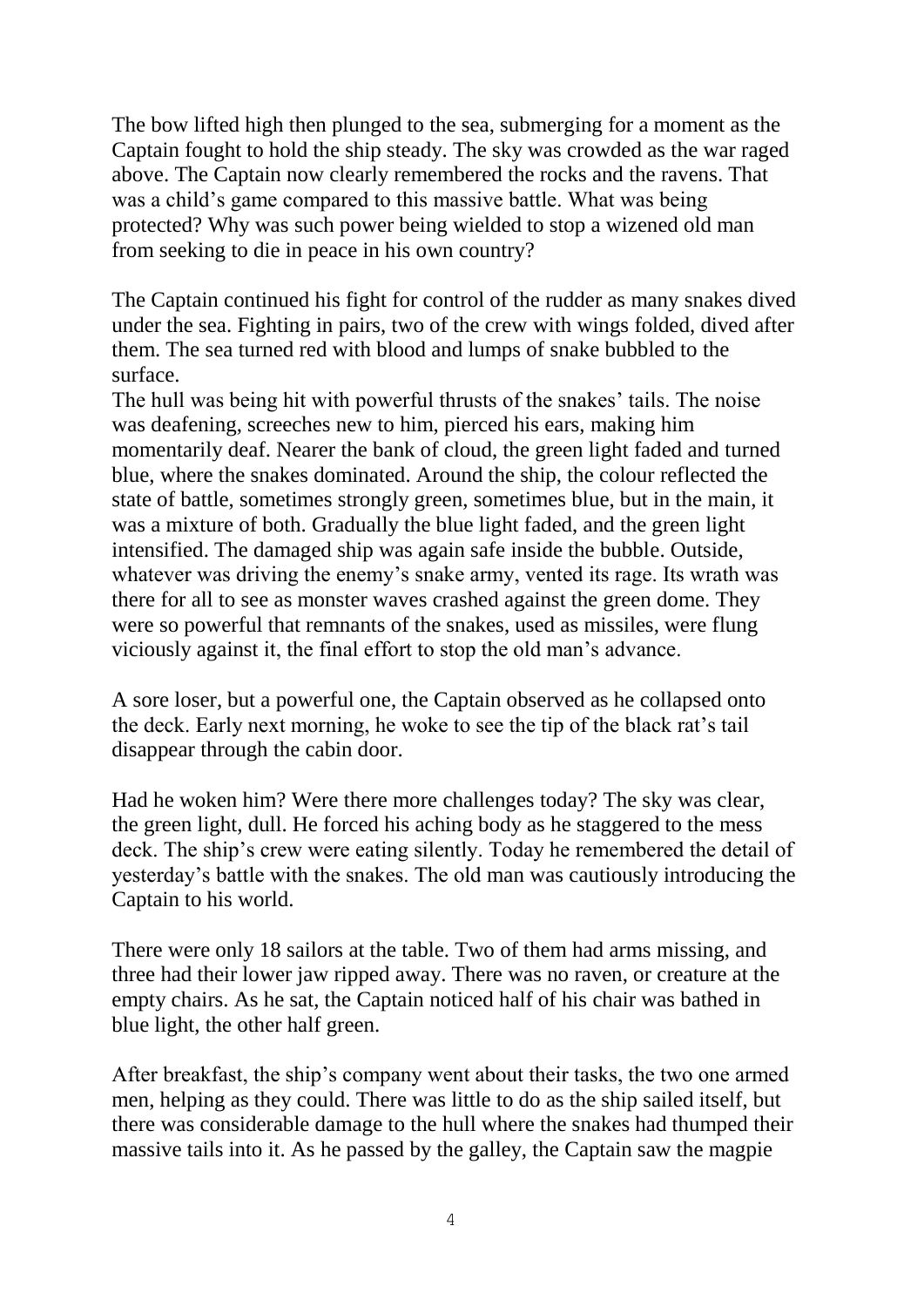The bow lifted high then plunged to the sea, submerging for a moment as the Captain fought to hold the ship steady. The sky was crowded as the war raged above. The Captain now clearly remembered the rocks and the ravens. That was a child's game compared to this massive battle. What was being protected? Why was such power being wielded to stop a wizened old man from seeking to die in peace in his own country?

The Captain continued his fight for control of the rudder as many snakes dived under the sea. Fighting in pairs, two of the crew with wings folded, dived after them. The sea turned red with blood and lumps of snake bubbled to the surface.

The hull was being hit with powerful thrusts of the snakes' tails. The noise was deafening, screeches new to him, pierced his ears, making him momentarily deaf. Nearer the bank of cloud, the green light faded and turned blue, where the snakes dominated. Around the ship, the colour reflected the state of battle, sometimes strongly green, sometimes blue, but in the main, it was a mixture of both. Gradually the blue light faded, and the green light intensified. The damaged ship was again safe inside the bubble. Outside, whatever was driving the enemy's snake army, vented its rage. Its wrath was there for all to see as monster waves crashed against the green dome. They were so powerful that remnants of the snakes, used as missiles, were flung viciously against it, the final effort to stop the old man's advance.

A sore loser, but a powerful one, the Captain observed as he collapsed onto the deck. Early next morning, he woke to see the tip of the black rat's tail disappear through the cabin door.

Had he woken him? Were there more challenges today? The sky was clear, the green light, dull. He forced his aching body as he staggered to the mess deck. The ship's crew were eating silently. Today he remembered the detail of yesterday's battle with the snakes. The old man was cautiously introducing the Captain to his world.

There were only 18 sailors at the table. Two of them had arms missing, and three had their lower jaw ripped away. There was no raven, or creature at the empty chairs. As he sat, the Captain noticed half of his chair was bathed in blue light, the other half green.

After breakfast, the ship's company went about their tasks, the two one armed men, helping as they could. There was little to do as the ship sailed itself, but there was considerable damage to the hull where the snakes had thumped their massive tails into it. As he passed by the galley, the Captain saw the magpie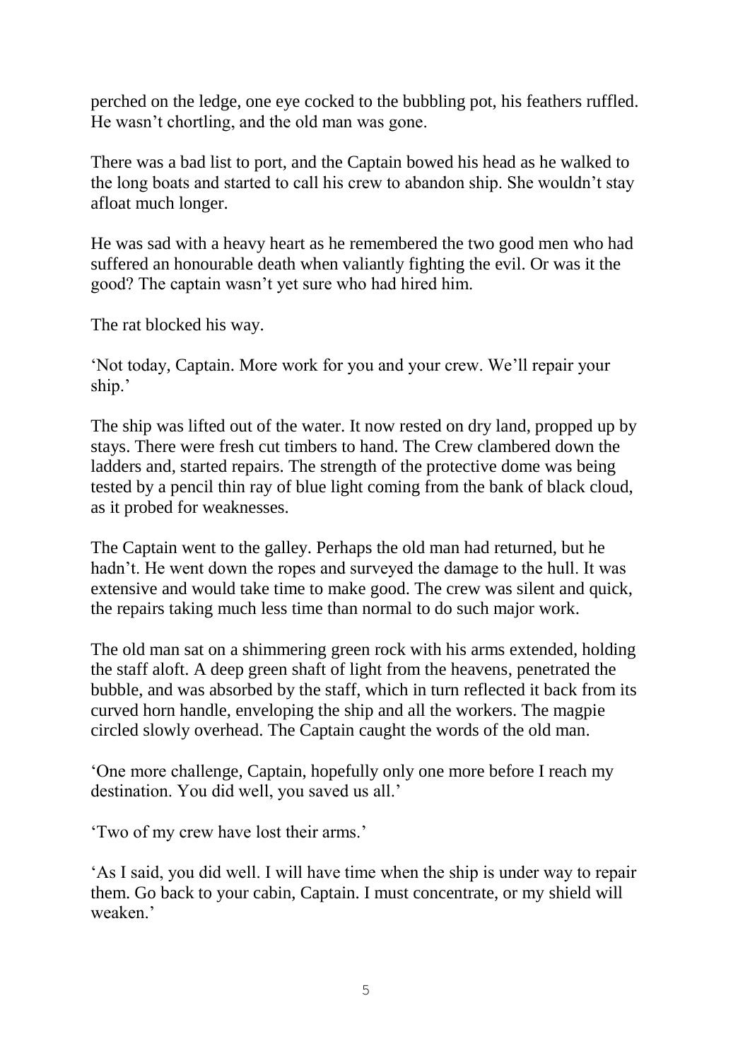perched on the ledge, one eye cocked to the bubbling pot, his feathers ruffled. He wasn't chortling, and the old man was gone.

There was a bad list to port, and the Captain bowed his head as he walked to the long boats and started to call his crew to abandon ship. She wouldn't stay afloat much longer.

He was sad with a heavy heart as he remembered the two good men who had suffered an honourable death when valiantly fighting the evil. Or was it the good? The captain wasn't yet sure who had hired him.

The rat blocked his way.

'Not today, Captain. More work for you and your crew. We'll repair your ship.'

The ship was lifted out of the water. It now rested on dry land, propped up by stays. There were fresh cut timbers to hand. The Crew clambered down the ladders and, started repairs. The strength of the protective dome was being tested by a pencil thin ray of blue light coming from the bank of black cloud, as it probed for weaknesses.

The Captain went to the galley. Perhaps the old man had returned, but he hadn't. He went down the ropes and surveyed the damage to the hull. It was extensive and would take time to make good. The crew was silent and quick, the repairs taking much less time than normal to do such major work.

The old man sat on a shimmering green rock with his arms extended, holding the staff aloft. A deep green shaft of light from the heavens, penetrated the bubble, and was absorbed by the staff, which in turn reflected it back from its curved horn handle, enveloping the ship and all the workers. The magpie circled slowly overhead. The Captain caught the words of the old man.

'One more challenge, Captain, hopefully only one more before I reach my destination. You did well, you saved us all.'

'Two of my crew have lost their arms.'

'As I said, you did well. I will have time when the ship is under way to repair them. Go back to your cabin, Captain. I must concentrate, or my shield will weaken.'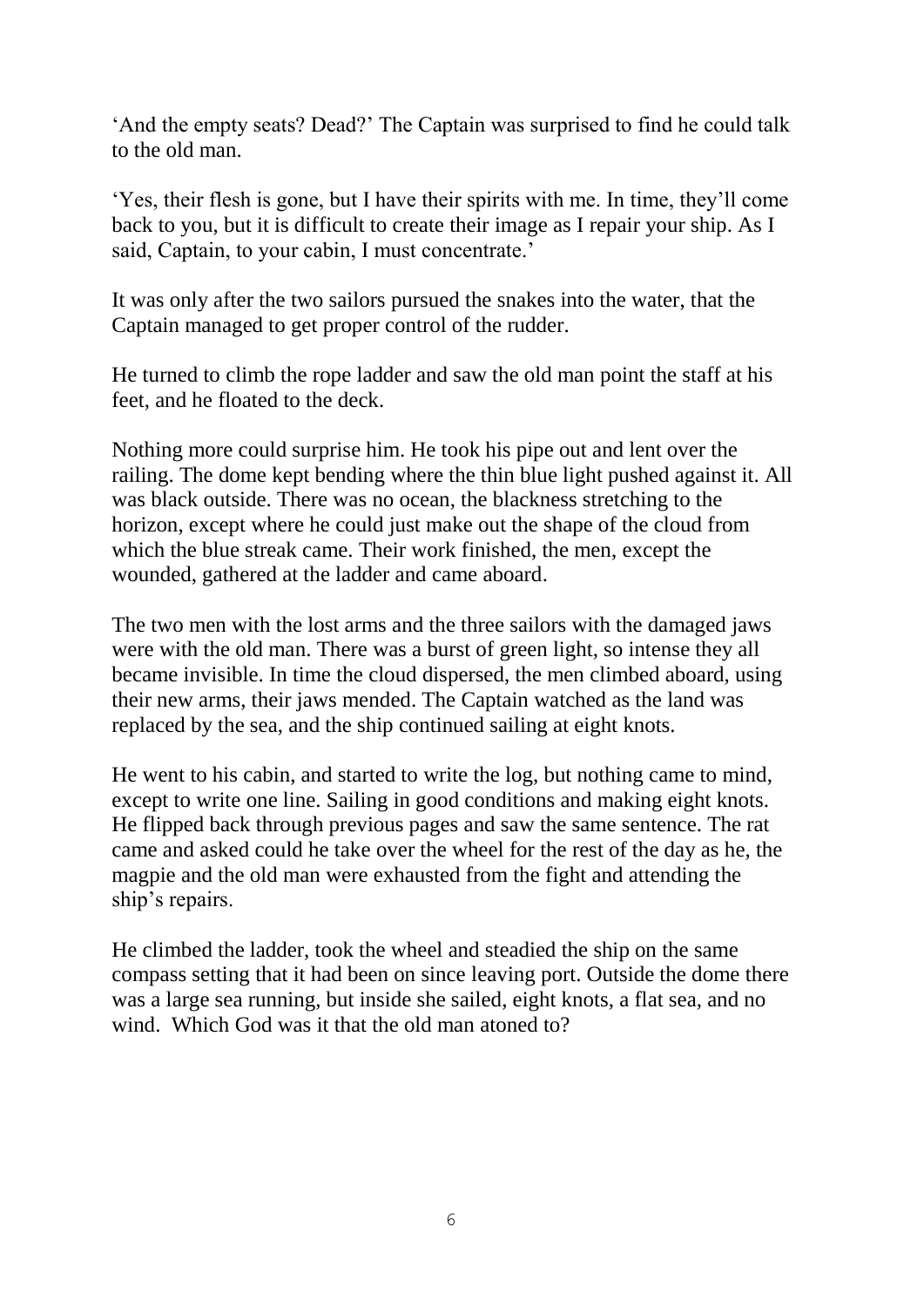'And the empty seats? Dead?' The Captain was surprised to find he could talk to the old man.

'Yes, their flesh is gone, but I have their spirits with me. In time, they'll come back to you, but it is difficult to create their image as I repair your ship. As I said, Captain, to your cabin, I must concentrate.'

It was only after the two sailors pursued the snakes into the water, that the Captain managed to get proper control of the rudder.

He turned to climb the rope ladder and saw the old man point the staff at his feet, and he floated to the deck.

Nothing more could surprise him. He took his pipe out and lent over the railing. The dome kept bending where the thin blue light pushed against it. All was black outside. There was no ocean, the blackness stretching to the horizon, except where he could just make out the shape of the cloud from which the blue streak came. Their work finished, the men, except the wounded, gathered at the ladder and came aboard.

The two men with the lost arms and the three sailors with the damaged jaws were with the old man. There was a burst of green light, so intense they all became invisible. In time the cloud dispersed, the men climbed aboard, using their new arms, their jaws mended. The Captain watched as the land was replaced by the sea, and the ship continued sailing at eight knots.

He went to his cabin, and started to write the log, but nothing came to mind, except to write one line. Sailing in good conditions and making eight knots. He flipped back through previous pages and saw the same sentence. The rat came and asked could he take over the wheel for the rest of the day as he, the magpie and the old man were exhausted from the fight and attending the ship's repairs.

He climbed the ladder, took the wheel and steadied the ship on the same compass setting that it had been on since leaving port. Outside the dome there was a large sea running, but inside she sailed, eight knots, a flat sea, and no wind. Which God was it that the old man atoned to?